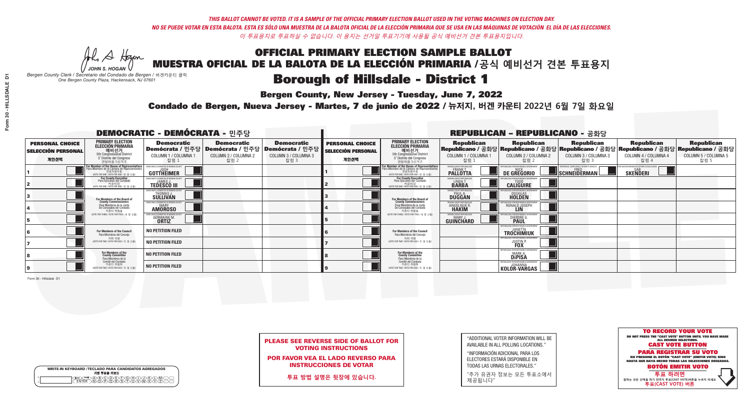*THIS BALLOT CANNOT BE VOTED. IT IS A SAMPLE OF THE OFFICIAL PRIMARY ELECTION BALLOT USED IN THE VOTING MACHINES ON ELECTION DAY.*
*NO SE PUEDE VOTAR EN ESTA BALOTA. ESTA ES SÓLO UNA MUESTRA DE LA BALOTA OFICIAL DE LA ELECCIÓN PRIMARIA QUE SE USA EN LAS MÁQUINAS DE VOTACIÓN EL DÍA DE LAS ELECCIONES.*
*이 투표용지로 투표하실 수 없습니다. 이 용지는 선거일 투표기기에 사용될 공식 예비선거 견본 투표용지입니다.*

JOHN S. HOGAN
*Bergen County Clerk / Secretario del Condado de Bergen / 버겐카운티 클럭*
*One Bergen County Plaza, Hackensack, NJ 07601*

# OFFICIAL PRIMARY ELECTION SAMPLE BALLOT
# MUESTRA OFICIAL DE LA BALOTA DE LA ELECCIÓN PRIMARIA /공식 예비선거 견본 투표용지
# Borough of Hillsdale - District 1

**Bergen County, New Jersey - Tuesday, June 7, 2022**
**Condado de Bergen, Nueva Jersey - Martes, 7 de junio de 2022 / 뉴저지, 버겐 카운티 2022년 6월 7일 화요일**

## DEMOCRATIC - DEMÓCRATA - 민주당

| PERSONAL CHOICE / SELECCIÓN PERSONAL / 개인선택 | PRIMARY ELECTION / ELECCIÓN PRIMARIA / 예비선거 | Democratic / Demócrata / 민주당 COLUMN 1 / COLUMNA 1 / 칼럼 1 | Democratic / Demócrata / 민주당 COLUMN 2 / COLUMNA 2 / 칼럼 2 | Democratic / Demócrata / 민주당 COLUMN 3 / COLUMNA 3 / 칼럼 3 |
|---|---|---|---|---|
| 1 | For Member of the House of Representatives / Para Miembro de la Cámara de Representantes / 연방하원의원 (VOTE FOR ONE / VOTE POR UNO / 한 명 선출) | JOSH GOTTHEIMER | | |
| 2 | For County Executive / Para Ejecutivo del Condado / 카운티장 (VOTE FOR ONE / VOTE POR UNO / 한 명 선출) | JAMES J. TEDESCO III | | |
| 3 | For Members of the Board of County Commissioners / Para Miembros de la Junta De Concejales del Condado / 카운티 위원들 (VOTE FOR THREE / VOTE POR TRES / 세 명 선출) | THOMAS J. SULLIVAN | | |
| 4 | | MARY AMOROSO | | |
| 5 | | GERMAINE M. ORTIZ | | |
| 6 | For Members of the Council / Para Miembros del Concejo / 의회 의원 (VOTE FOR TWO / VOTE POR DOS / 두 명 선출) | NO PETITION FILED | | |
| 7 | | NO PETITION FILED | | |
| 8 | For Members of the County Committee / Para Miembros de la Comité del Condado / 카운티 위원회 (VOTE FOR TWO / VOTE POR DOS / 두 명 선출) | NO PETITION FILED | | |
| 9 | | NO PETITION FILED | | |

## REPUBLICAN - REPUBLICANO - 공화당

| PERSONAL CHOICE / SELECCIÓN PERSONAL / 개인선택 | PRIMARY ELECTION / ELECCIÓN PRIMARIA / 예비선거 | Republican / Republicano / 공화당 COLUMN 1 / COLUMNA 1 / 칼럼 1 | Republican / Republicano / 공화당 COLUMN 2 / COLUMNA 2 / 칼럼 2 | Republican / Republicano / 공화당 COLUMN 3 / COLUMNA 3 / 칼럼 3 | Republican / Republicano / 공화당 COLUMN 4 / COLUMNA 4 / 칼럼 4 | Republican / Republicano / 공화당 COLUMN 5 / COLUMNA 5 / 칼럼 5 |
|---|---|---|---|---|---|---|
| 1 | For Member of the House of Representatives / Para Miembro de la Cámara de Representantes / 연방하원의원 (VOTE FOR ONE / VOTE POR UNO / 한 명 선출) | FRANK T. PALLOTTA | NICK DE GREGORIO | FRED SCHNEIDERMAN | SAB SKENDERI | |
| 2 | For County Executive / Para Ejecutivo del Condado / 카운티장 (VOTE FOR ONE / VOTE POR UNO / 한 명 선출) | LINDA T. BARBA | TODD CALIGUIRE | | | |
| 3 | For Members of the Board of County Commissioners / Para Miembros de la Junta De Concejales del Condado / 카운티 위원들 (VOTE FOR THREE / VOTE POR TRES / 세 명 선출) | PAUL A. DUGGAN | DOUGLAS HOLDEN | | | |
| 4 | | ANGELIQUE R. HAKIM | RONALD JOSEPH LIN | | | |
| 5 | | MARY J. GUINCHARD | DIERDRE G. PAUL | | | |
| 6 | For Members of the Council / Para Miembros del Concejo / 의회 의원 (VOTE FOR TWO / VOTE POR DOS / 두 명 선출) | | JANETTA TROCHIMIUK | | | |
| 7 | | | JUSTIN P. FOX | | | |
| 8 | For Members of the County Committee / Para Miembros de la Comité del Condado / 카운티 위원회 (VOTE FOR TWO / VOTE POR DOS / 두 명 선출) | | MARK A. DiPISA | | | |
| 9 | | | JOHANNA KOLOR-VARGAS | | | |

Form 30 - Hillsdale D1

**PLEASE SEE REVERSE SIDE OF BALLOT FOR VOTING INSTRUCTIONS**
**POR FAVOR VEA EL LADO REVERSO PARA INSTRUCCIONES DE VOTAR**
**투표 방법 설명은 뒷장에 있습니다.**

"ADDITIONAL VOTER INFORMATION WILL BE AVAILABLE IN ALL POLLING LOCATIONS."
"INFORMACIÓN ADICIONAL PARA LOS ELECTORES ESTARÁ DISPONIBLE EN TODAS LAS URNAS ELECTORALES."
"추가 유권자 정보는 모든 투표소에서 제공됩니다"

**TO RECORD YOUR VOTE**
DO NOT PRESS THE "CAST VOTE" BUTTON UNTIL YOU HAVE MADE ALL DESIRED SELECTIONS.
**CAST VOTE BUTTON**
**PARA REGISTRAR SU VOTO**
NO PRESIONE EL BOTÓN "CAST VOTE" (EMITIR VOTO) SINO HASTA QUE HAYA HECHO TODAS LAS SELECCIONES DESEADAS.
**BOTÓN EMITIR VOTO**
**투표 하려면**
원하는 모든 선택을 하기 전까지 투표(CAST VOTE)버튼을 누르지 마세요
**투표(CAST VOTE) 버튼**

WRITE-IN KEYBOARD /TECLADO PARA CANDIDATOS AGREGADOS
기명 투표용 키보드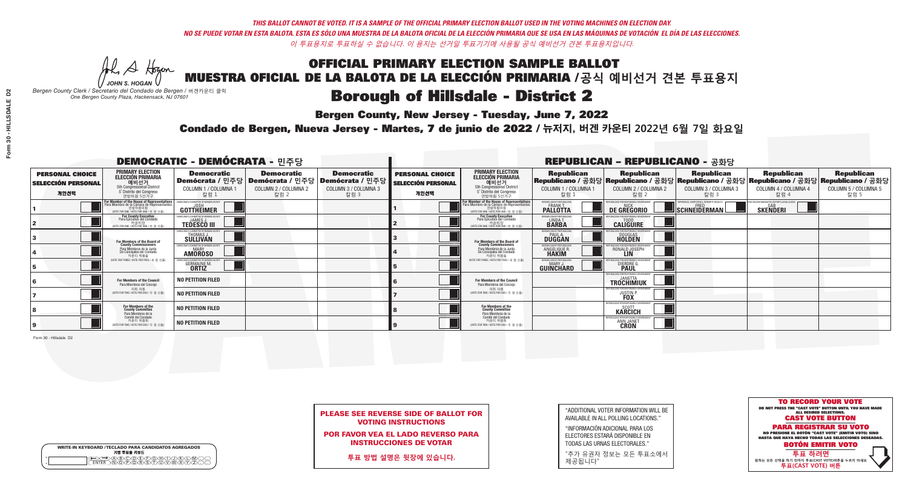*THIS BALLOT CANNOT BE VOTED. IT IS A SAMPLE OF THE OFFICIAL PRIMARY ELECTION BALLOT USED IN THE VOTING MACHINES ON ELECTION DAY.*
*NO SE PUEDE VOTAR EN ESTA BALOTA. ESTA ES SÓLO UNA MUESTRA DE LA BALOTA OFICIAL DE LA ELECCIÓN PRIMARIA QUE SE USA EN LAS MÁQUINAS DE VOTACIÓN EL DÍA DE LAS ELECCIONES.*
*이 투표용지로 투표하실 수 없습니다. 이 용지는 선거일 투표기기에 사용될 공식 예비선거 견본 투표용지입니다.*

JOHN S. HOGAN
*Bergen County Clerk / Secretario del Condado de Bergen / 버겐카운티 클럭*
*One Bergen County Plaza, Hackensack, NJ 07601*

# OFFICIAL PRIMARY ELECTION SAMPLE BALLOT
# MUESTRA OFICIAL DE LA BALOTA DE LA ELECCIÓN PRIMARIA / 공식 예비선거 견본 투표용지
# Borough of Hillsdale - District 2

**Bergen County, New Jersey - Tuesday, June 7, 2022**

**Condado de Bergen, Nueva Jersey - Martes, 7 de junio de 2022 / 뉴저지, 버겐 카운티 2022년 6월 7일 화요일**

## DEMOCRATIC - DEMÓCRATA - 민주당

| PERSONAL CHOICE / SELECCIÓN PERSONAL / 개인선택 | PRIMARY ELECTION / ELECCIÓN PRIMARIA / 예비선거 (5th Congressional District / 5° Distrito del Congreso / 연방하원 5선거구) | Democratic / Demócrata / 민주당 COLUMN 1 / COLUMNA 1 / 칼럼 1 | Democratic / Demócrata / 민주당 COLUMN 2 / COLUMNA 2 / 칼럼 2 | Democratic / Demócrata / 민주당 COLUMN 3 / COLUMNA 3 / 칼럼 3 |
|---|---|---|---|---|
| 1 | For Member of the House of Representatives / Para Miembro de la Cámara de Representantes / 연방하원의원 (VOTE FOR ONE / VOTE POR UNO / 한 명 선출) | JOSH GOTTHEIMER (Democratic Committee of Bergen County) | | |
| 2 | For County Executive / Para Ejecutivo del Condado / 카운티장 (VOTE FOR ONE / VOTE POR UNO / 한 명 선출) | JAMES J. TEDESCO III (Democratic Committee of Bergen County) | | |
| 3 | For Members of the Board of County Commissioners / Para Miembros de la Junta De Concejales del Condado / 카운티 위원들 (VOTE FOR THREE / VOTE POR TRES / 세 명 선출) | THOMAS J. SULLIVAN (Democratic Committee of Bergen County) | | |
| 4 | | MARY AMOROSO (Democratic Committee of Bergen County) | | |
| 5 | | GERMAINE M. ORTIZ (Democratic Committee of Bergen County) | | |
| 6 | For Members of the Council / Para Miembros del Concejo / 의회 의원 (VOTE FOR TWO / VOTE POR DOS / 두 명 선출) | NO PETITION FILED | | |
| 7 | | NO PETITION FILED | | |
| 8 | For Members of the County Committee / Para Miembros de la Comité del Condado / 카운티 위원회 (VOTE FOR TWO / VOTE POR DOS / 두 명 선출) | NO PETITION FILED | | |
| 9 | | NO PETITION FILED | | |

## REPUBLICAN - REPUBLICANO - 공화당

| PERSONAL CHOICE / SELECCIÓN PERSONAL / 개인선택 | PRIMARY ELECTION / ELECCIÓN PRIMARIA / 예비선거 (5th Congressional District / 5° Distrito del Congreso / 연방하원 5선거구) | Republican / Republicano / 공화당 COLUMN 1 / COLUMNA 1 / 칼럼 1 | Republican / Republicano / 공화당 COLUMN 2 / COLUMNA 2 / 칼럼 2 | Republican / Republicano / 공화당 COLUMN 3 / COLUMNA 3 / 칼럼 3 | Republican / Republicano / 공화당 COLUMN 4 / COLUMNA 4 / 칼럼 4 | Republican / Republicano / 공화당 COLUMN 5 / COLUMNA 5 / 칼럼 5 |
|---|---|---|---|---|---|---|
| 1 | For Member of the House of Representatives / Para Miembro de la Cámara de Representantes / 연방하원의원 (VOTE FOR ONE / VOTE POR UNO / 한 명 선출) | FRANK T. PALLOTTA (Bergen County Republicans) | NICK DE GREGORIO (Republicans for Responsible Government) | FRED SCHNEIDERMAN (Experience, Competence, Integrity Results) | SAB SKENDERI (Stop Vaccine Mandates, Support Local Leaders) | |
| 2 | For County Executive / Para Ejecutivo del Condado / 카운티장 (VOTE FOR ONE / VOTE POR UNO / 한 명 선출) | LINDA T. BARBA (Bergen County Republicans) | TODD CALIGUIRE (Republicans for Responsible Government) | | | |
| 3 | For Members of the Board of County Commissioners / Para Miembros de la Junta De Concejales del Condado / 카운티 위원들 (VOTE FOR THREE / VOTE POR TRES / 세 명 선출) | PAUL A. DUGGAN (Bergen County Republicans) | DOUGLAS HOLDEN (Republicans for Responsible Government) | | | |
| 4 | | ANGELIQUE R. HAKIM (Bergen County Republicans) | RONALD JOSEPH LIN (Republicans for Responsible Government) | | | |
| 5 | | MARY J. GUINCHARD (Bergen County Republicans) | DIERDRE G. PAUL (Republicans for Responsible Government) | | | |
| 6 | For Members of the Council / Para Miembros del Concejo / 의회 의원 (VOTE FOR TWO / VOTE POR DOS / 두 명 선출) | | JANETTA TROCHIMIUK (Republicans for Responsible Government) | | | |
| 7 | | | JUSTIN P. FOX (Republicans for Responsible Government) | | | |
| 8 | For Members of the County Committee / Para Miembros de la Comité del Condado / 카운티 위원회 (VOTE FOR TWO / VOTE POR DOS / 두 명 선출) | | SCOTT KARCICH (Republicans for Responsible Government) | | | |
| 9 | | | ANN JANET CRON (Republicans for Responsible Government) | | | |

Form 30 - Hillsdale D2

**PLEASE SEE REVERSE SIDE OF BALLOT FOR VOTING INSTRUCTIONS**

**POR FAVOR VEA EL LADO REVERSO PARA INSTRUCCIONES DE VOTAR**

**투표 방법 설명은 뒷장에 있습니다.**

"ADDITIONAL VOTER INFORMATION WILL BE AVAILABLE IN ALL POLLING LOCATIONS."

"INFORMACIÓN ADICIONAL PARA LOS ELECTORES ESTARÁ DISPONIBLE EN TODAS LAS URNAS ELECTORALES."

"추가 유권자 정보는 모든 투표소에서 제공됩니다"

WRITE-IN KEYBOARD /TECLADO PARA CANDIDATOS AGREGADOS
기명 투표용 키보드

**TO RECORD YOUR VOTE**
DO NOT PRESS THE "CAST VOTE" BUTTON UNTIL YOU HAVE MADE ALL DESIRED SELECTIONS.
**CAST VOTE BUTTON**

**PARA REGISTRAR SU VOTO**
NO PRESIONE EL BOTÓN "CAST VOTE" (EMITIR VOTO) SINO HASTA QUE HAYA HECHO TODAS LAS SELECCIONES DESEADAS.
**BOTÓN EMITIR VOTO**

**투표 하려면**
원하는 모든 선택을 하기 전까지 투표(CAST VOTE) 버튼을 누르지 마세요.
**투표(CAST VOTE) 버튼**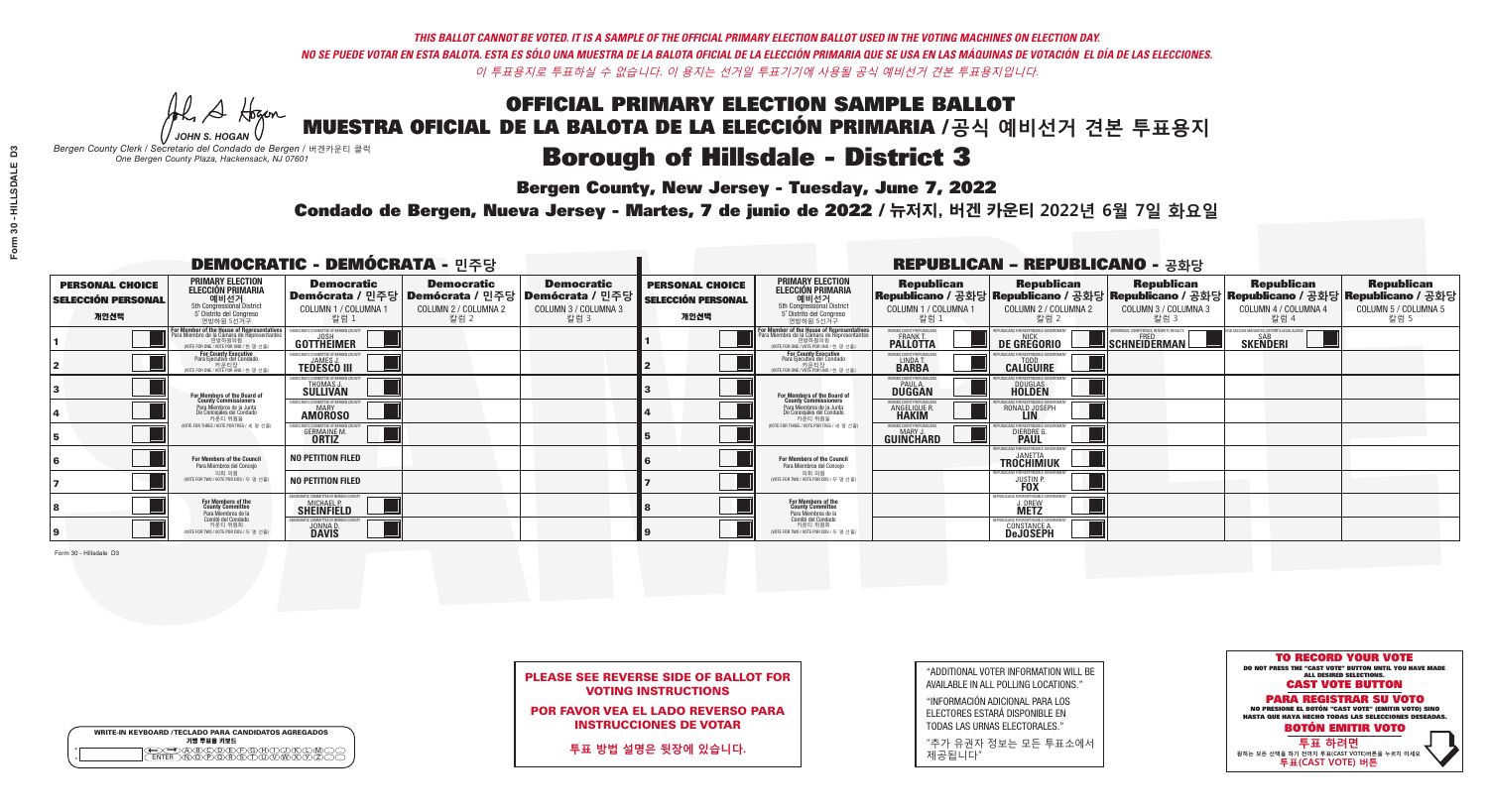*THIS BALLOT CANNOT BE VOTED. IT IS A SAMPLE OF THE OFFICIAL PRIMARY ELECTION BALLOT USED IN THE VOTING MACHINES ON ELECTION DAY.*
*NO SE PUEDE VOTAR EN ESTA BALOTA. ESTA ES SÓLO UNA MUESTRA DE LA BALOTA OFICIAL DE LA ELECCIÓN PRIMARIA QUE SE USA EN LAS MÁQUINAS DE VOTACIÓN EL DÍA DE LAS ELECCIONES.*
*이 투표용지로 투표하실 수 없습니다. 이 용지는 선거일 투표기기에 사용될 공식 예비선거 견본 투표용지입니다.*

JOHN S. HOGAN
*Bergen County Clerk / Secretario del Condado de Bergen / 버겐카운티 클럭*
*One Bergen County Plaza, Hackensack, NJ 07601*

# OFFICIAL PRIMARY ELECTION SAMPLE BALLOT
# MUESTRA OFICIAL DE LA BALOTA DE LA ELECCIÓN PRIMARIA /공식 예비선거 견본 투표용지
# Borough of Hillsdale - District 3

**Bergen County, New Jersey - Tuesday, June 7, 2022**

**Condado de Bergen, Nueva Jersey - Martes, 7 de junio de 2022 / 뉴저지, 버겐 카운티 2022년 6월 7일 화요일**

## DEMOCRATIC - DEMÓCRATA - 민주당

| PERSONAL CHOICE / SELECCIÓN PERSONAL / 개인선택 | PRIMARY ELECTION / ELECCIÓN PRIMARIA / 예비선거 (5th Congressional District / 5° Distrito del Congreso / 연방하원 5선거구) | Democratic / Demócrata / 민주당 COLUMN 1 / COLUMNA 1 / 칼럼 1 | Democratic / Demócrata / 민주당 COLUMN 2 / COLUMNA 2 / 칼럼 2 | Democratic / Demócrata / 민주당 COLUMN 3 / COLUMNA 3 / 칼럼 3 |
|---|---|---|---|---|
| 1 | For Member of the House of Representatives / Para Miembro de la Cámara de Representantes / 연방하원의원 (VOTE FOR ONE / VOTE POR UNO / 한 명 선출) | JOSH GOTTHEIMER | | |
| 2 | For County Executive / Para Ejecutivo del Condado / 카운티장 (VOTE FOR ONE / VOTE POR UNO / 한 명 선출) | JAMES J. TEDESCO III | | |
| 3 | For Members of the Board of County Commissioners / Para Miembros de la Junta De Concejales del Condado / 카운티 위원들 (VOTE FOR THREE / VOTE POR TRES / 세 명 선출) | THOMAS J. SULLIVAN | | |
| 4 | | MARY AMOROSO | | |
| 5 | | GERMAINE M. ORTIZ | | |
| 6 | For Members of the Council / Para Miembros del Concejo / 의회 의원 (VOTE FOR TWO / VOTE POR DOS / 두 명 선출) | NO PETITION FILED | | |
| 7 | | NO PETITION FILED | | |
| 8 | For Members of the County Committee / Para Miembros de la Comité del Condado / 카운티 위원회 (VOTE FOR TWO / VOTE POR DOS / 두 명 선출) | MICHAEL P. SHEINFIELD | | |
| 9 | | JONNA D. DAVIS | | |

## REPUBLICAN - REPUBLICANO - 공화당

| PERSONAL CHOICE / SELECCIÓN PERSONAL / 개인선택 | PRIMARY ELECTION / ELECCIÓN PRIMARIA / 예비선거 (5th Congressional District / 5° Distrito del Congreso / 연방하원 5선거구) | Republican / Republicano / 공화당 COLUMN 1 / COLUMNA 1 / 칼럼 1 | Republican / Republicano / 공화당 COLUMN 2 / COLUMNA 2 / 칼럼 2 | Republican / Republicano / 공화당 COLUMN 3 / COLUMNA 3 / 칼럼 3 | Republican / Republicano / 공화당 COLUMN 4 / COLUMNA 4 / 칼럼 4 | Republican / Republicano / 공화당 COLUMN 5 / COLUMNA 5 / 칼럼 5 |
|---|---|---|---|---|---|---|
| 1 | For Member of the House of Representatives / Para Miembro de la Cámara de Representantes / 연방하원의원 (VOTE FOR ONE / VOTE POR UNO / 한 명 선출) | FRANK T. PALLOTTA | NICK DE GREGORIO | FRED SCHNEIDERMAN | SAB SKENDERI | |
| 2 | For County Executive / Para Ejecutivo del Condado / 카운티장 (VOTE FOR ONE / VOTE POR UNO / 한 명 선출) | LINDA T. BARBA | TODD CALIGUIRE | | | |
| 3 | For Members of the Board of County Commissioners / Para Miembros de la Junta De Concejales del Condado / 카운티 위원들 (VOTE FOR THREE / VOTE POR TRES / 세 명 선출) | PAUL A. DUGGAN | DOUGLAS HOLDEN | | | |
| 4 | | ANGELIQUE R. HAKIM | RONALD JOSEPH LIN | | | |
| 5 | | MARY J. GUINCHARD | DIERDRE G. PAUL | | | |
| 6 | For Members of the Council / Para Miembros del Concejo / 의회 의원 (VOTE FOR TWO / VOTE POR DOS / 두 명 선출) | | JANETTA TROCHIMIUK | | | |
| 7 | | | JUSTIN P. FOX | | | |
| 8 | For Members of the County Committee / Para Miembros de la Comité del Condado / 카운티 위원회 (VOTE FOR TWO / VOTE POR DOS / 두 명 선출) | | J. DREW METZ | | | |
| 9 | | | CONSTANCE A. DeJOSEPH | | | |

Form 30 - Hillsdale D3

**PLEASE SEE REVERSE SIDE OF BALLOT FOR VOTING INSTRUCTIONS**

**POR FAVOR VEA EL LADO REVERSO PARA INSTRUCCIONES DE VOTAR**

**투표 방법 설명은 뒷장에 있습니다.**

"ADDITIONAL VOTER INFORMATION WILL BE AVAILABLE IN ALL POLLING LOCATIONS."

"INFORMACIÓN ADICIONAL PARA LOS ELECTORES ESTARÁ DISPONIBLE EN TODAS LAS URNAS ELECTORALES."

"추가 유권자 정보는 모든 투표소에서 제공됩니다"

WRITE-IN KEYBOARD /TECLADO PARA CANDIDATOS AGREGADOS
기명 투표용 키보드

**TO RECORD YOUR VOTE**
DO NOT PRESS THE "CAST VOTE" BUTTON UNTIL YOU HAVE MADE ALL DESIRED SELECTIONS.
**CAST VOTE BUTTON**

**PARA REGISTRAR SU VOTO**
NO PRESIONE EL BOTÓN "CAST VOTE" (EMITIR VOTO) SINO HASTA QUE HAYA HECHO TODAS LAS SELECCIONES DESEADAS.
**BOTÓN EMITIR VOTO**

**투표 하려면**
원하는 모든 선택을 하기 전까지 투표(CAST VOTE)버튼을 누르지 마세요.
**투표(CAST VOTE) 버튼**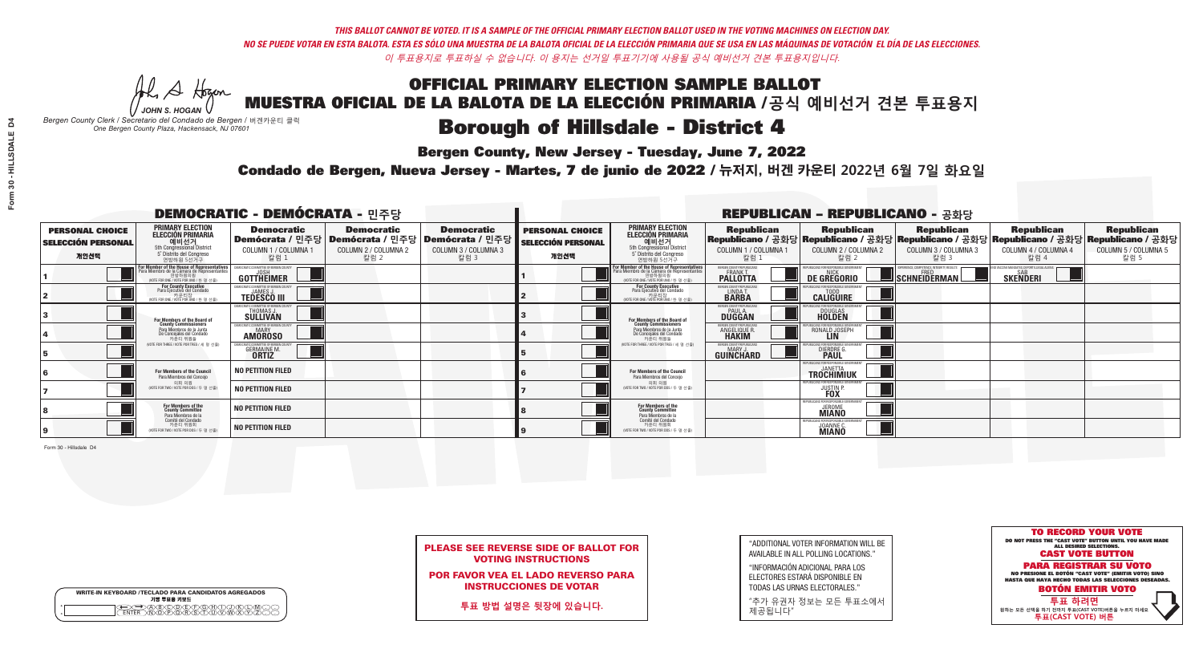*THIS BALLOT CANNOT BE VOTED. IT IS A SAMPLE OF THE OFFICIAL PRIMARY ELECTION BALLOT USED IN THE VOTING MACHINES ON ELECTION DAY.*
*NO SE PUEDE VOTAR EN ESTA BALOTA. ESTA ES SÓLO UNA MUESTRA DE LA BALOTA OFICIAL DE LA ELECCIÓN PRIMARIA QUE SE USA EN LAS MÁQUINAS DE VOTACIÓN EL DÍA DE LAS ELECCIONES.*
*이 투표용지로 투표하실 수 없습니다. 이 용지는 선거일 투표기기에 사용될 공식 예비선거 견본 투표용지입니다.*

JOHN S. HOGAN
*Bergen County Clerk / Secretario del Condado de Bergen / 버겐카운티 클럭*
*One Bergen County Plaza, Hackensack, NJ 07601*

# OFFICIAL PRIMARY ELECTION SAMPLE BALLOT
# MUESTRA OFICIAL DE LA BALOTA DE LA ELECCIÓN PRIMARIA /공식 예비선거 견본 투표용지

## Borough of Hillsdale - District 4

**Bergen County, New Jersey - Tuesday, June 7, 2022**

**Condado de Bergen, Nueva Jersey - Martes, 7 de junio de 2022 / 뉴저지, 버겐 카운티 2022년 6월 7일 화요일**

### DEMOCRATIC - DEMÓCRATA - 민주당

| PERSONAL CHOICE / SELECCIÓN PERSONAL / 개인선택 | PRIMARY ELECTION / ELECCIÓN PRIMARIA / 예비선거 / 5th Congressional District / 5° Distrito del Congreso / 연방하원 5선거구 | Democratic / Demócrata / 민주당 COLUMN 1 / COLUMNA 1 / 칼럼 1 | Democratic / Demócrata / 민주당 COLUMN 2 / COLUMNA 2 / 칼럼 2 | Democratic / Demócrata / 민주당 COLUMN 3 / COLUMNA 3 / 칼럼 3 |
|---|---|---|---|---|
| 1 | For Member of the House of Representatives / Para Miembro de la Cámara de Representantes / 연방하원의원 (VOTE FOR ONE / VOTE POR UNO / 한 명 선출) | JOSH GOTTHEIMER | | |
| 2 | For County Executive / Para Ejecutivo del Condado / 카운티장 (VOTE FOR ONE / VOTE POR UNO / 한 명 선출) | JAMES J. TEDESCO III | | |
| 3 | For Members of the Board of County Commissioners / Para Miembros de la Junta De Concejales del Condado / 카운티 위원들 (VOTE FOR THREE / VOTE POR TRES / 세 명 선출) | THOMAS J. SULLIVAN | | |
| 4 | | MARY AMOROSO | | |
| 5 | | GERMAINE M. ORTIZ | | |
| 6 | For Members of the Council / Para Miembros del Concejo / 의회 의원 (VOTE FOR TWO / VOTE POR DOS / 두 명 선출) | NO PETITION FILED | | |
| 7 | | NO PETITION FILED | | |
| 8 | For Members of the County Committee / Para Miembros de la Comité del Condado / 카운티 위원회 (VOTE FOR TWO / VOTE POR DOS / 두 명 선출) | NO PETITION FILED | | |
| 9 | | NO PETITION FILED | | |

### REPUBLICAN - REPUBLICANO - 공화당

| PERSONAL CHOICE / SELECCIÓN PERSONAL / 개인선택 | PRIMARY ELECTION / ELECCIÓN PRIMARIA / 예비선거 / 5th Congressional District / 5° Distrito del Congreso / 연방하원 5선거구 | Republican / Republicano / 공화당 COLUMN 1 / COLUMNA 1 / 칼럼 1 | Republican / Republicano / 공화당 COLUMN 2 / COLUMNA 2 / 칼럼 2 | Republican / Republicano / 공화당 COLUMN 3 / COLUMNA 3 / 칼럼 3 | Republican / Republicano / 공화당 COLUMN 4 / COLUMNA 4 / 칼럼 4 | Republican / Republicano / 공화당 COLUMN 5 / COLUMNA 5 / 칼럼 5 |
|---|---|---|---|---|---|---|
| 1 | For Member of the House of Representatives / Para Miembro de la Cámara de Representantes / 연방하원의원 (VOTE FOR ONE / VOTE POR UNO / 한 명 선출) | FRANK T. PALLOTTA | NICK DE GREGORIO | FRED SCHNEIDERMAN | SAB SKENDERI | |
| 2 | For County Executive / Para Ejecutivo del Condado / 카운티장 (VOTE FOR ONE / VOTE POR UNO / 한 명 선출) | LINDA T. BARBA | TODD CALIGUIRE | | | |
| 3 | For Members of the Board of County Commissioners / Para Miembros de la Junta De Concejales del Condado / 카운티 위원들 (VOTE FOR THREE / VOTE POR TRES / 세 명 선출) | PAUL A. DUGGAN | DOUGLAS HOLDEN | | | |
| 4 | | ANGELIQUE R. HAKIM | RONALD JOSEPH LIN | | | |
| 5 | | MARY J. GUINCHARD | DIERDRE G. PAUL | | | |
| 6 | For Members of the Council / Para Miembros del Concejo / 의회 의원 (VOTE FOR TWO / VOTE POR DOS / 두 명 선출) | | JANETTA TROCHIMIUK | | | |
| 7 | | | JUSTIN P. FOX | | | |
| 8 | For Members of the County Committee / Para Miembros de la Comité del Condado / 카운티 위원회 (VOTE FOR TWO / VOTE POR DOS / 두 명 선출) | | JEROME MIANO | | | |
| 9 | | | JOANNE C. MIANO | | | |

Form 30 - Hillsdale D4

**PLEASE SEE REVERSE SIDE OF BALLOT FOR VOTING INSTRUCTIONS**

**POR FAVOR VEA EL LADO REVERSO PARA INSTRUCCIONES DE VOTAR**

**투표 방법 설명은 뒷장에 있습니다.**

"ADDITIONAL VOTER INFORMATION WILL BE AVAILABLE IN ALL POLLING LOCATIONS."

"INFORMACIÓN ADICIONAL PARA LOS ELECTORES ESTARÁ DISPONIBLE EN TODAS LAS URNAS ELECTORALES."

"추가 유권자 정보는 모든 투표소에서 제공됩니다"

WRITE-IN KEYBOARD /TECLADO PARA CANDIDATOS AGREGADOS
기명 투표용 키보드

**TO RECORD YOUR VOTE**
DO NOT PRESS THE "CAST VOTE" BUTTON UNTIL YOU HAVE MADE ALL DESIRED SELECTIONS.
**CAST VOTE BUTTON**

**PARA REGISTRAR SU VOTO**
NO PRESIONE EL BOTÓN "CAST VOTE" (EMITIR VOTO) SINO HASTA QUE HAYA HECHO TODAS LAS SELECCIONES DESEADAS.
**BOTÓN EMITIR VOTO**

**투표 하려면**
원하는 모든 선택을 하기 전까지 투표(CAST VOTE)버튼을 누르지 마세요.
**투표(CAST VOTE) 버튼**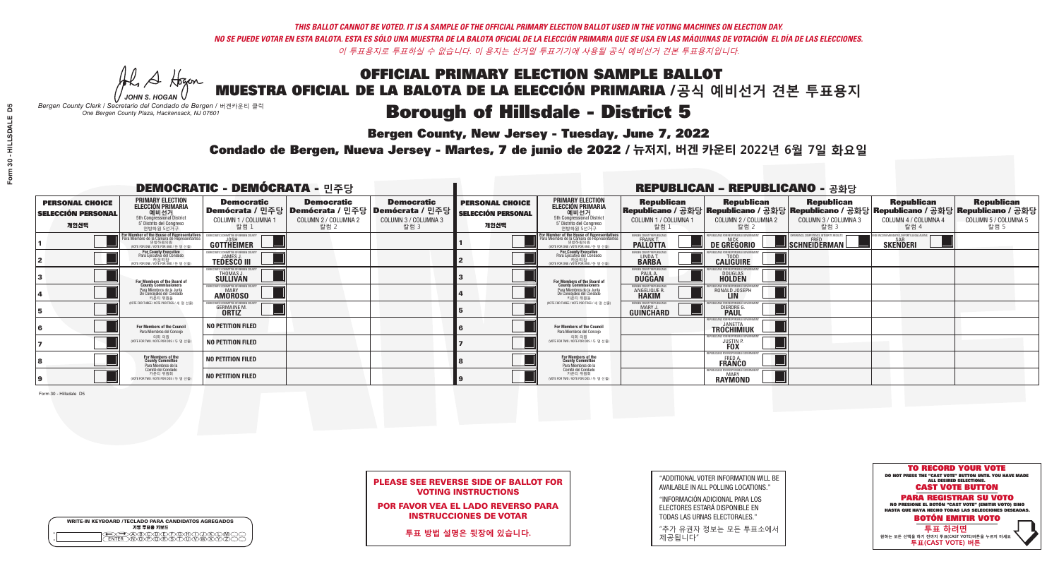*THIS BALLOT CANNOT BE VOTED. IT IS A SAMPLE OF THE OFFICIAL PRIMARY ELECTION BALLOT USED IN THE VOTING MACHINES ON ELECTION DAY.*
*NO SE PUEDE VOTAR EN ESTA BALOTA. ESTA ES SÓLO UNA MUESTRA DE LA BALOTA OFICIAL DE LA ELECCIÓN PRIMARIA QUE SE USA EN LAS MÁQUINAS DE VOTACIÓN EL DÍA DE LAS ELECCIONES.*
*이 투표용지로 투표하실 수 없습니다. 이 용지는 선거일 투표기기에 사용될 공식 예비선거 견본 투표용지입니다.*

JOHN S. HOGAN
*Bergen County Clerk / Secretario del Condado de Bergen / 버겐카운티 클럭*
*One Bergen County Plaza, Hackensack, NJ 07601*

# OFFICIAL PRIMARY ELECTION SAMPLE BALLOT
# MUESTRA OFICIAL DE LA BALOTA DE LA ELECCIÓN PRIMARIA /공식 예비선거 견본 투표용지
# Borough of Hillsdale - District 5

**Bergen County, New Jersey - Tuesday, June 7, 2022**

**Condado de Bergen, Nueva Jersey - Martes, 7 de junio de 2022 / 뉴저지, 버겐 카운티 2022년 6월 7일 화요일**

## DEMOCRATIC - DEMÓCRATA - 민주당

| PERSONAL CHOICE / SELECCIÓN PERSONAL / 개인선택 | PRIMARY ELECTION / ELECCIÓN PRIMARIA / 예비선거 | Democratic / Demócrata / 민주당 COLUMN 1 / COLUMNA 1 / 칼럼 1 | Democratic / Demócrata / 민주당 COLUMN 2 / COLUMNA 2 / 칼럼 2 | Democratic / Demócrata / 민주당 COLUMN 3 / COLUMNA 3 / 칼럼 3 |
|---|---|---|---|---|
| 1 | For Member of the House of Representatives / Para Miembro de la Cámara de Representantes / 연방하원의원 (VOTE FOR ONE / VOTE POR UNO / 한 명 선출) | JOSH GOTTHEIMER | | |
| 2 | For County Executive / Para Ejecutivo del Condado / 카운티장 (VOTE FOR ONE / VOTE POR UNO / 한 명 선출) | JAMES J. TEDESCO III | | |
| 3 | For Members of the Board of County Commissioners / Para Miembros de la Junta De Concejales del Condado / 카운티 위원들 (VOTE FOR THREE / VOTE POR TRES / 세 명 선출) | THOMAS J. SULLIVAN | | |
| 4 | | MARY AMOROSO | | |
| 5 | | GERMAINE M. ORTIZ | | |
| 6 | For Members of the Council / Para Miembros del Concejo / 의회 의원 (VOTE FOR TWO / VOTE POR DOS / 두 명 선출) | NO PETITION FILED | | |
| 7 | | NO PETITION FILED | | |
| 8 | For Members of the County Committee / Para Miembros de la Comité del Condado / 카운티 위원회 (VOTE FOR TWO / VOTE POR DOS / 두 명 선출) | NO PETITION FILED | | |
| 9 | | NO PETITION FILED | | |

## REPUBLICAN - REPUBLICANO - 공화당

| PERSONAL CHOICE / SELECCIÓN PERSONAL / 개인선택 | PRIMARY ELECTION / ELECCIÓN PRIMARIA / 예비선거 | Republican COLUMN 1 | Republican COLUMN 2 | Republican COLUMN 3 | Republican COLUMN 4 | Republican COLUMN 5 |
|---|---|---|---|---|---|---|
| 1 | For Member of the House of Representatives (VOTE FOR ONE) | FRANK T. PALLOTTA | NICK DE GREGORIO | FRED SCHNEIDERMAN | SAB SKENDERI | |
| 2 | For County Executive (VOTE FOR ONE) | LINDA T. BARBA | TODD CALIGUIRE | | | |
| 3 | For Members of the Board of County Commissioners (VOTE FOR THREE) | PAUL A. DUGGAN | DOUGLAS HOLDEN | | | |
| 4 | | ANGELIQUE R. HAKIM | RONALD JOSEPH LIN | | | |
| 5 | | MARY J. GUINCHARD | DIERDRE G. PAUL | | | |
| 6 | For Members of the Council (VOTE FOR TWO) | | JANETTA TROCHIMIUK | | | |
| 7 | | | JUSTIN P. FOX | | | |
| 8 | For Members of the County Committee (VOTE FOR TWO) | | FRED A. FRANCO | | | |
| 9 | | | MARY RAYMOND | | | |

Form 30 - Hillsdale D5

**PLEASE SEE REVERSE SIDE OF BALLOT FOR VOTING INSTRUCTIONS**

**POR FAVOR VEA EL LADO REVERSO PARA INSTRUCCIONES DE VOTAR**

**투표 방법 설명은 뒷장에 있습니다.**

"ADDITIONAL VOTER INFORMATION WILL BE AVAILABLE IN ALL POLLING LOCATIONS."

"INFORMACIÓN ADICIONAL PARA LOS ELECTORES ESTARÁ DISPONIBLE EN TODAS LAS URNAS ELECTORALES."

"추가 유권자 정보는 모든 투표소에서 제공됩니다"

**TO RECORD YOUR VOTE**
DO NOT PRESS THE "CAST VOTE" BUTTON UNTIL YOU HAVE MADE ALL DESIRED SELECTIONS.
**CAST VOTE BUTTON**
**PARA REGISTRAR SU VOTO**
NO PRESIONE EL BOTÓN "CAST VOTE" (EMITIR VOTO) SINO HASTA QUE HAYA HECHO TODAS LAS SELECCIONES DESEADAS.
**BOTÓN EMITIR VOTO**
**투표 하려면**
원하는 모든 선택을 하기 전까지 투표(CAST VOTE) 버튼을 누르지 마세요
**투표(CAST VOTE) 버튼**

WRITE-IN KEYBOARD /TECLADO PARA CANDIDATOS AGREGADOS
기명 투표용 키보드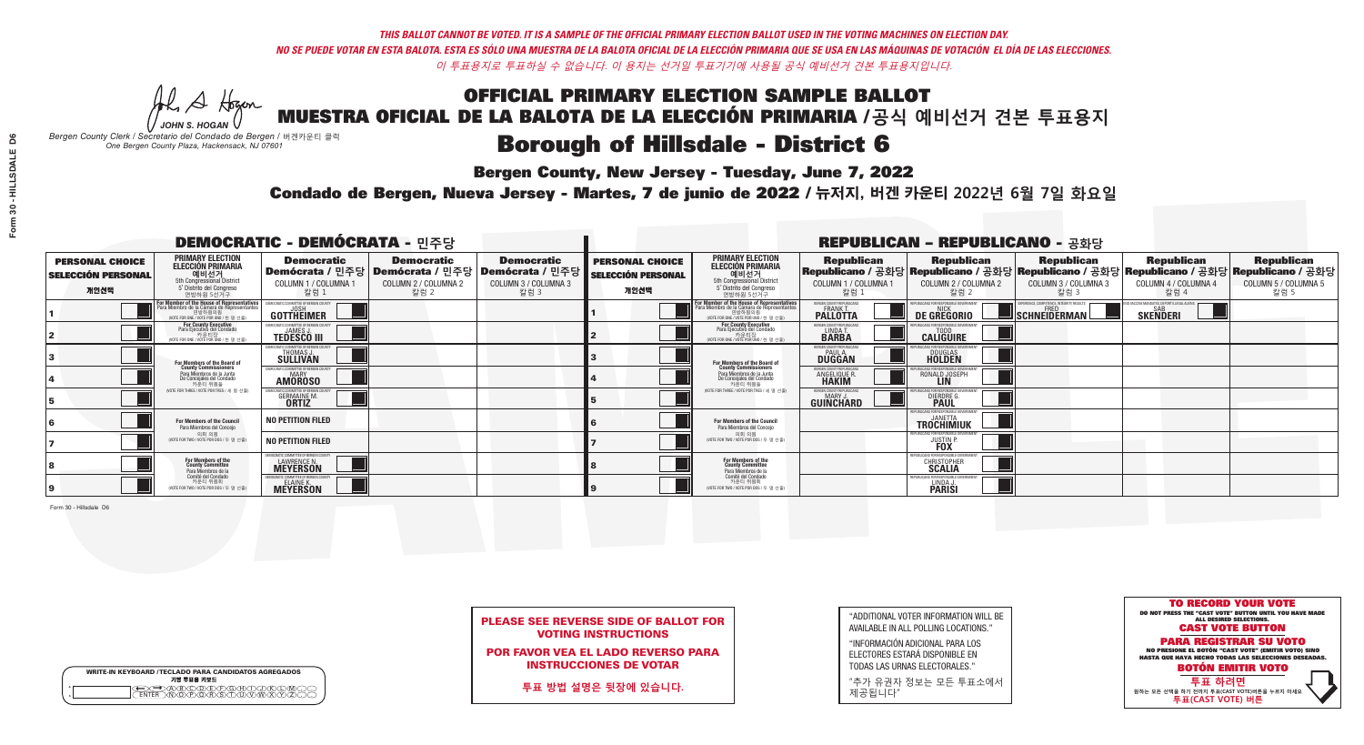*THIS BALLOT CANNOT BE VOTED. IT IS A SAMPLE OF THE OFFICIAL PRIMARY ELECTION BALLOT USED IN THE VOTING MACHINES ON ELECTION DAY.*
*NO SE PUEDE VOTAR EN ESTA BALOTA. ESTA ES SÓLO UNA MUESTRA DE LA BALOTA OFICIAL DE LA ELECCIÓN PRIMARIA QUE SE USA EN LAS MÁQUINAS DE VOTACIÓN EL DÍA DE LAS ELECCIONES.*
*이 투표용지로 투표하실 수 없습니다. 이 용지는 선거일 투표기기에 사용될 공식 예비선거 견본 투표용지입니다.*

JOHN S. HOGAN
*Bergen County Clerk / Secretario del Condado de Bergen / 버겐카운티 클럭*
*One Bergen County Plaza, Hackensack, NJ 07601*

# OFFICIAL PRIMARY ELECTION SAMPLE BALLOT
# MUESTRA OFICIAL DE LA BALOTA DE LA ELECCIÓN PRIMARIA / 공식 예비선거 견본 투표용지

## Borough of Hillsdale - District 6

**Bergen County, New Jersey - Tuesday, June 7, 2022**

**Condado de Bergen, Nueva Jersey - Martes, 7 de junio de 2022 / 뉴저지, 버겐 카운티 2022년 6월 7일 화요일**

### DEMOCRATIC - DEMÓCRATA - 민주당

| PERSONAL CHOICE / SELECCIÓN PERSONAL / 개인선택 | PRIMARY ELECTION / ELECCIÓN PRIMARIA / 예비선거 / 5th Congressional District / 5° Distrito del Congreso / 연방하원 5선거구 | Democratic / Demócrata / 민주당 COLUMN 1 / COLUMNA 1 / 칼럼 1 | Democratic / Demócrata / 민주당 COLUMN 2 / COLUMNA 2 / 칼럼 2 | Democratic / Demócrata / 민주당 COLUMN 3 / COLUMNA 3 / 칼럼 3 |
|---|---|---|---|---|
| 1 | For Member of the House of Representatives / Para Miembro de la Cámara de Representantes / 연방하원의원 (VOTE FOR ONE / VOTE POR UNO / 한 명 선출) | JOSH GOTTHEIMER | | |
| 2 | For County Executive / Para Ejecutivo del Condado / 카운티장 (VOTE FOR ONE / VOTE POR UNO / 한 명 선출) | JAMES J. TEDESCO III | | |
| 3 | For Members of the Board of County Commissioners / Para Miembros de la Junta De Concejales del Condado / 카운티 위원들 (VOTE FOR THREE / VOTE POR TRES / 세 명 선출) | THOMAS J. SULLIVAN | | |
| 4 | | MARY AMOROSO | | |
| 5 | | GERMAINE M. ORTIZ | | |
| 6 | For Members of the Council / Para Miembros del Concejo / 의회 의원 (VOTE FOR TWO / VOTE POR DOS / 두 명 선출) | NO PETITION FILED | | |
| 7 | | NO PETITION FILED | | |
| 8 | For Members of the County Committee / Para Miembros de la Comité del Condado / 카운티 위원회 (VOTE FOR TWO / VOTE POR DOS / 두 명 선출) | LAWRENCE N. MEYERSON | | |
| 9 | | ELAINE K. MEYERSON | | |

### REPUBLICAN - REPUBLICANO - 공화당

| PERSONAL CHOICE / SELECCIÓN PERSONAL / 개인선택 | PRIMARY ELECTION / ELECCIÓN PRIMARIA / 예비선거 / 5th Congressional District / 5° Distrito del Congreso / 연방하원 5선거구 | Republican / Republicano / 공화당 COLUMN 1 / COLUMNA 1 / 칼럼 1 | Republican / Republicano / 공화당 COLUMN 2 / COLUMNA 2 / 칼럼 2 | Republican / Republicano / 공화당 COLUMN 3 / COLUMNA 3 / 칼럼 3 | Republican / Republicano / 공화당 COLUMN 4 / COLUMNA 4 / 칼럼 4 | Republican / Republicano / 공화당 COLUMN 5 / COLUMNA 5 / 칼럼 5 |
|---|---|---|---|---|---|---|
| 1 | For Member of the House of Representatives / Para Miembro de la Cámara de Representantes / 연방하원의원 (VOTE FOR ONE / VOTE POR UNO / 한 명 선출) | FRANK T. PALLOTTA | NICK DE GREGORIO | FRED SCHNEIDERMAN | SAB SKENDERI | |
| 2 | For County Executive / Para Ejecutivo del Condado / 카운티장 (VOTE FOR ONE / VOTE POR UNO / 한 명 선출) | LINDA T. BARBA | TODD CALIGUIRE | | | |
| 3 | For Members of the Board of County Commissioners / Para Miembros de la Junta De Concejales del Condado / 카운티 위원들 (VOTE FOR THREE / VOTE POR TRES / 세 명 선출) | PAUL A. DUGGAN | DOUGLAS HOLDEN | | | |
| 4 | | ANGELIQUE R. HAKIM | RONALD JOSEPH LIN | | | |
| 5 | | MARY J. GUINCHARD | DIERDRE G. PAUL | | | |
| 6 | For Members of the Council / Para Miembros del Concejo / 의회 의원 (VOTE FOR TWO / VOTE POR DOS / 두 명 선출) | | JANETTA TROCHIMIUK | | | |
| 7 | | | JUSTIN P. FOX | | | |
| 8 | For Members of the County Committee / Para Miembros de la Comité del Condado / 카운티 위원회 (VOTE FOR TWO / VOTE POR DOS / 두 명 선출) | | CHRISTOPHER SCALIA | | | |
| 9 | | | LINDA J. PARISI | | | |

Form 30 - Hillsdale D6

**PLEASE SEE REVERSE SIDE OF BALLOT FOR VOTING INSTRUCTIONS**

**POR FAVOR VEA EL LADO REVERSO PARA INSTRUCCIONES DE VOTAR**

**투표 방법 설명은 뒷장에 있습니다.**

"ADDITIONAL VOTER INFORMATION WILL BE AVAILABLE IN ALL POLLING LOCATIONS."

"INFORMACIÓN ADICIONAL PARA LOS ELECTORES ESTARÁ DISPONIBLE EN TODAS LAS URNAS ELECTORALES."

"추가 유권자 정보는 모든 투표소에서 제공됩니다"

WRITE-IN KEYBOARD /TECLADO PARA CANDIDATOS AGREGADOS
기명 투표용 키보드

**TO RECORD YOUR VOTE**
DO NOT PRESS THE "CAST VOTE" BUTTON UNTIL YOU HAVE MADE ALL DESIRED SELECTIONS.
**CAST VOTE BUTTON**

**PARA REGISTRAR SU VOTO**
NO PRESIONE EL BOTÓN "CAST VOTE" (EMITIR VOTO) SINO HASTA QUE HAYA HECHO TODAS LAS SELECCIONES DESEADAS.
**BOTÓN EMITIR VOTO**

**투표 하려면**
원하는 모든 선택을 하기 전까지 투표(CAST VOTE)버튼을 누르지 마세요
**투표(CAST VOTE) 버튼**